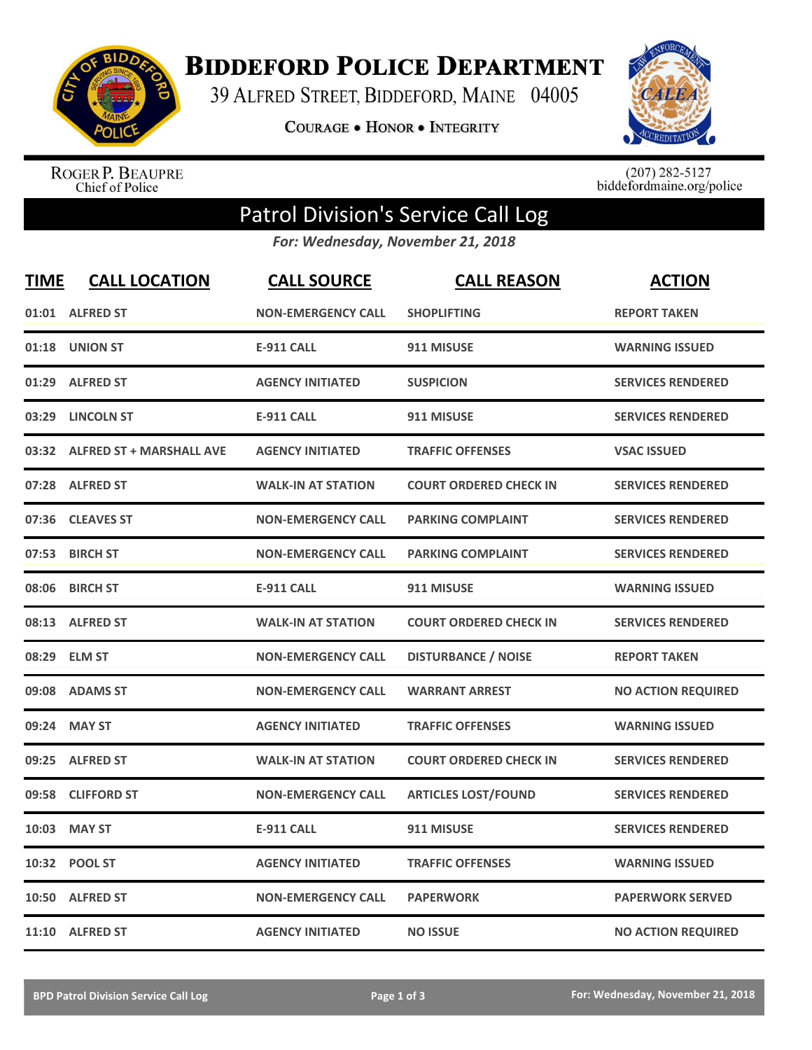# BIDDEFORD POLICE DEPARTMENT

39 ALFRED STREET, BIDDEFORD, MAINE 04005

COURAGE • HONOR • INTEGRITY

ROGER P. BEAUPRE
Chief of Police

(207) 282-5127
biddefordmaine.org/police

## Patrol Division's Service Call Log

*For: Wednesday, November 21, 2018*

| TIME | CALL LOCATION | CALL SOURCE | CALL REASON | ACTION |
|---|---|---|---|---|
| 01:01 | ALFRED ST | NON-EMERGENCY CALL | SHOPLIFTING | REPORT TAKEN |
| 01:18 | UNION ST | E-911 CALL | 911 MISUSE | WARNING ISSUED |
| 01:29 | ALFRED ST | AGENCY INITIATED | SUSPICION | SERVICES RENDERED |
| 03:29 | LINCOLN ST | E-911 CALL | 911 MISUSE | SERVICES RENDERED |
| 03:32 | ALFRED ST + MARSHALL AVE | AGENCY INITIATED | TRAFFIC OFFENSES | VSAC ISSUED |
| 07:28 | ALFRED ST | WALK-IN AT STATION | COURT ORDERED CHECK IN | SERVICES RENDERED |
| 07:36 | CLEAVES ST | NON-EMERGENCY CALL | PARKING COMPLAINT | SERVICES RENDERED |
| 07:53 | BIRCH ST | NON-EMERGENCY CALL | PARKING COMPLAINT | SERVICES RENDERED |
| 08:06 | BIRCH ST | E-911 CALL | 911 MISUSE | WARNING ISSUED |
| 08:13 | ALFRED ST | WALK-IN AT STATION | COURT ORDERED CHECK IN | SERVICES RENDERED |
| 08:29 | ELM ST | NON-EMERGENCY CALL | DISTURBANCE / NOISE | REPORT TAKEN |
| 09:08 | ADAMS ST | NON-EMERGENCY CALL | WARRANT ARREST | NO ACTION REQUIRED |
| 09:24 | MAY ST | AGENCY INITIATED | TRAFFIC OFFENSES | WARNING ISSUED |
| 09:25 | ALFRED ST | WALK-IN AT STATION | COURT ORDERED CHECK IN | SERVICES RENDERED |
| 09:58 | CLIFFORD ST | NON-EMERGENCY CALL | ARTICLES LOST/FOUND | SERVICES RENDERED |
| 10:03 | MAY ST | E-911 CALL | 911 MISUSE | SERVICES RENDERED |
| 10:32 | POOL ST | AGENCY INITIATED | TRAFFIC OFFENSES | WARNING ISSUED |
| 10:50 | ALFRED ST | NON-EMERGENCY CALL | PAPERWORK | PAPERWORK SERVED |
| 11:10 | ALFRED ST | AGENCY INITIATED | NO ISSUE | NO ACTION REQUIRED |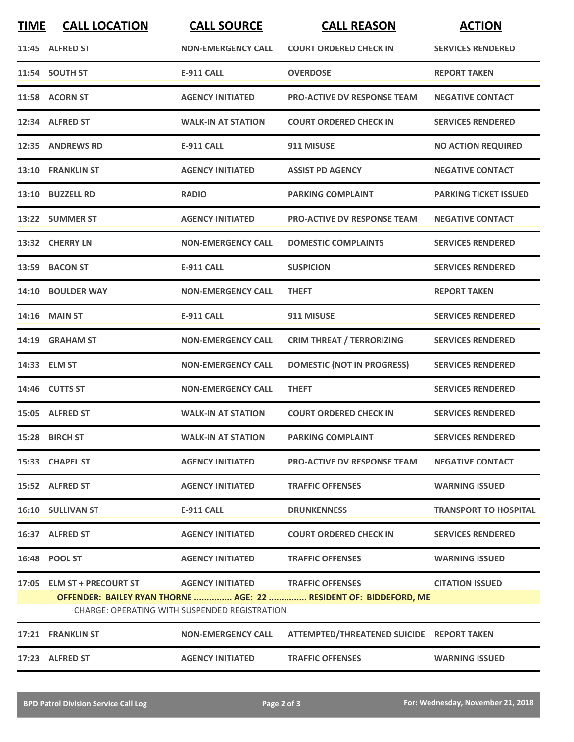| TIME | CALL LOCATION | CALL SOURCE | CALL REASON | ACTION |
|---|---|---|---|---|
| 11:45 | ALFRED ST | NON-EMERGENCY CALL | COURT ORDERED CHECK IN | SERVICES RENDERED |
| 11:54 | SOUTH ST | E-911 CALL | OVERDOSE | REPORT TAKEN |
| 11:58 | ACORN ST | AGENCY INITIATED | PRO-ACTIVE DV RESPONSE TEAM | NEGATIVE CONTACT |
| 12:34 | ALFRED ST | WALK-IN AT STATION | COURT ORDERED CHECK IN | SERVICES RENDERED |
| 12:35 | ANDREWS RD | E-911 CALL | 911 MISUSE | NO ACTION REQUIRED |
| 13:10 | FRANKLIN ST | AGENCY INITIATED | ASSIST PD AGENCY | NEGATIVE CONTACT |
| 13:10 | BUZZELL RD | RADIO | PARKING COMPLAINT | PARKING TICKET ISSUED |
| 13:22 | SUMMER ST | AGENCY INITIATED | PRO-ACTIVE DV RESPONSE TEAM | NEGATIVE CONTACT |
| 13:32 | CHERRY LN | NON-EMERGENCY CALL | DOMESTIC COMPLAINTS | SERVICES RENDERED |
| 13:59 | BACON ST | E-911 CALL | SUSPICION | SERVICES RENDERED |
| 14:10 | BOULDER WAY | NON-EMERGENCY CALL | THEFT | REPORT TAKEN |
| 14:16 | MAIN ST | E-911 CALL | 911 MISUSE | SERVICES RENDERED |
| 14:19 | GRAHAM ST | NON-EMERGENCY CALL | CRIM THREAT / TERRORIZING | SERVICES RENDERED |
| 14:33 | ELM ST | NON-EMERGENCY CALL | DOMESTIC (NOT IN PROGRESS) | SERVICES RENDERED |
| 14:46 | CUTTS ST | NON-EMERGENCY CALL | THEFT | SERVICES RENDERED |
| 15:05 | ALFRED ST | WALK-IN AT STATION | COURT ORDERED CHECK IN | SERVICES RENDERED |
| 15:28 | BIRCH ST | WALK-IN AT STATION | PARKING COMPLAINT | SERVICES RENDERED |
| 15:33 | CHAPEL ST | AGENCY INITIATED | PRO-ACTIVE DV RESPONSE TEAM | NEGATIVE CONTACT |
| 15:52 | ALFRED ST | AGENCY INITIATED | TRAFFIC OFFENSES | WARNING ISSUED |
| 16:10 | SULLIVAN ST | E-911 CALL | DRUNKENNESS | TRANSPORT TO HOSPITAL |
| 16:37 | ALFRED ST | AGENCY INITIATED | COURT ORDERED CHECK IN | SERVICES RENDERED |
| 16:48 | POOL ST | AGENCY INITIATED | TRAFFIC OFFENSES | WARNING ISSUED |
| 17:05 | ELM ST + PRECOURT ST | AGENCY INITIATED | TRAFFIC OFFENSES | CITATION ISSUED |
| | OFFENDER: BAILEY RYAN THORNE ............... AGE: 22 ............... RESIDENT OF: BIDDEFORD, ME | | | |
| | CHARGE: OPERATING WITH SUSPENDED REGISTRATION | | | |
| 17:21 | FRANKLIN ST | NON-EMERGENCY CALL | ATTEMPTED/THREATENED SUICIDE | REPORT TAKEN |
| 17:23 | ALFRED ST | AGENCY INITIATED | TRAFFIC OFFENSES | WARNING ISSUED |

BPD Patrol Division Service Call Log — For: Wednesday, November 21, 2018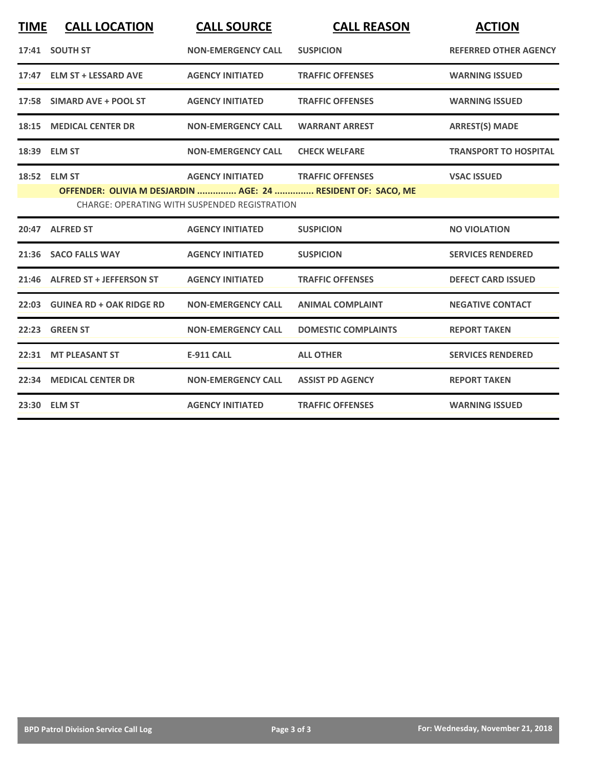| TIME | CALL LOCATION | CALL SOURCE | CALL REASON | ACTION |
|---|---|---|---|---|
| 17:41 | SOUTH ST | NON-EMERGENCY CALL | SUSPICION | REFERRED OTHER AGENCY |
| 17:47 | ELM ST + LESSARD AVE | AGENCY INITIATED | TRAFFIC OFFENSES | WARNING ISSUED |
| 17:58 | SIMARD AVE + POOL ST | AGENCY INITIATED | TRAFFIC OFFENSES | WARNING ISSUED |
| 18:15 | MEDICAL CENTER DR | NON-EMERGENCY CALL | WARRANT ARREST | ARREST(S) MADE |
| 18:39 | ELM ST | NON-EMERGENCY CALL | CHECK WELFARE | TRANSPORT TO HOSPITAL |
| 18:52 | ELM ST | AGENCY INITIATED | TRAFFIC OFFENSES | VSAC ISSUED |
| | **OFFENDER: OLIVIA M DESJARDIN ............... AGE: 24 ............... RESIDENT OF: SACO, ME** | | | |
| | CHARGE: OPERATING WITH SUSPENDED REGISTRATION | | | |
| 20:47 | ALFRED ST | AGENCY INITIATED | SUSPICION | NO VIOLATION |
| 21:36 | SACO FALLS WAY | AGENCY INITIATED | SUSPICION | SERVICES RENDERED |
| 21:46 | ALFRED ST + JEFFERSON ST | AGENCY INITIATED | TRAFFIC OFFENSES | DEFECT CARD ISSUED |
| 22:03 | GUINEA RD + OAK RIDGE RD | NON-EMERGENCY CALL | ANIMAL COMPLAINT | NEGATIVE CONTACT |
| 22:23 | GREEN ST | NON-EMERGENCY CALL | DOMESTIC COMPLAINTS | REPORT TAKEN |
| 22:31 | MT PLEASANT ST | E-911 CALL | ALL OTHER | SERVICES RENDERED |
| 22:34 | MEDICAL CENTER DR | NON-EMERGENCY CALL | ASSIST PD AGENCY | REPORT TAKEN |
| 23:30 | ELM ST | AGENCY INITIATED | TRAFFIC OFFENSES | WARNING ISSUED |